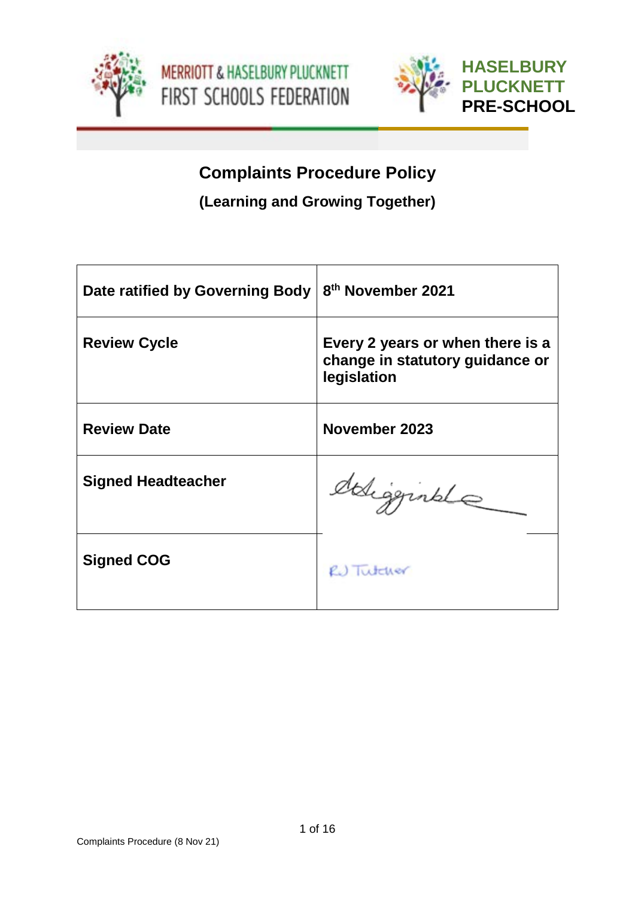MERRIOTT & HASELBURY PLUCKNETT FIRST SCHOOLS FEDERATION

**HASELBURY PLUCKNETT PRE-SCHOOL**

# Complaints Procedure Policy

## (Learning and Growing Together)

| | |
|---|---|
| **Date ratified by Governing Body** | **8th November 2021** |
| **Review Cycle** | **Every 2 years or when there is a change in statutory guidance or legislation** |
| **Review Date** | **November 2023** |
| **Signed Headteacher** | *[signature]* |
| **Signed COG** | R J Tutcher |

Complaints Procedure (8 Nov 21)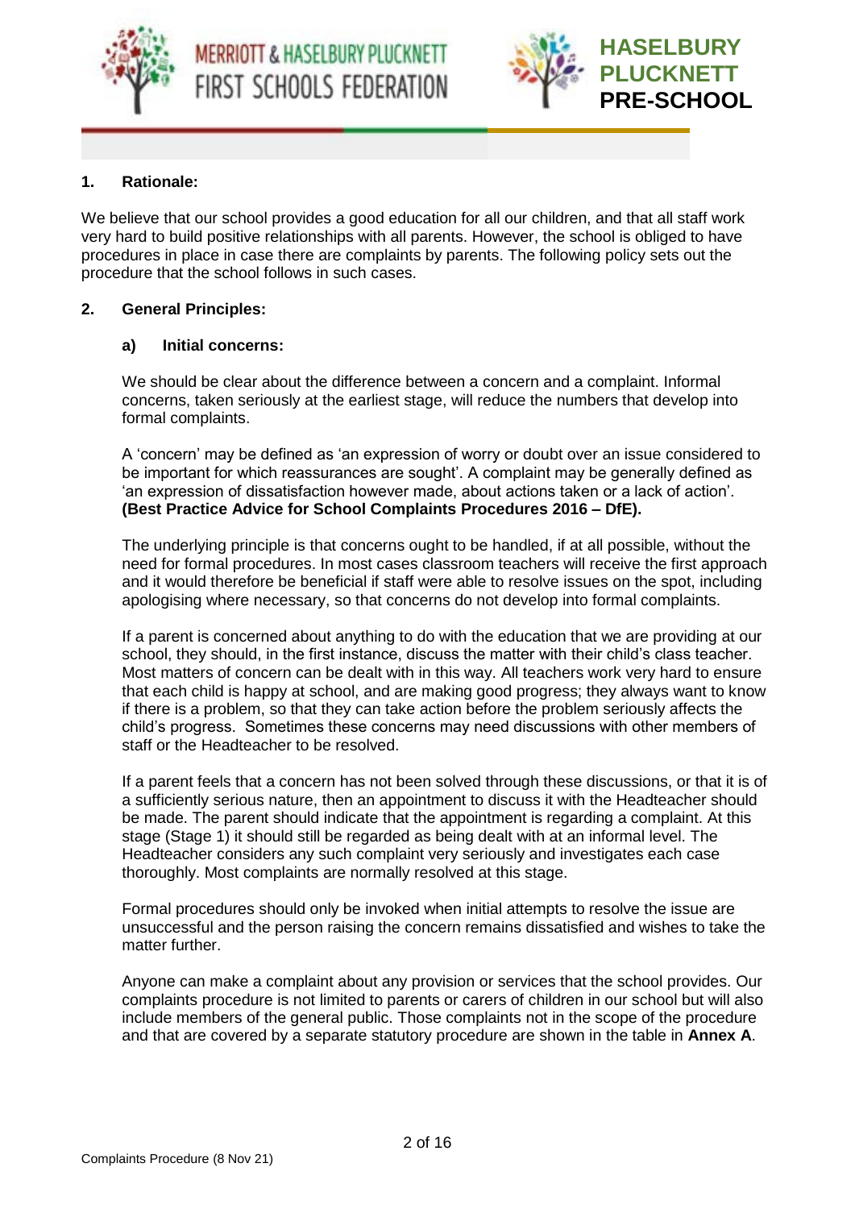## 1. Rationale:

We believe that our school provides a good education for all our children, and that all staff work very hard to build positive relationships with all parents. However, the school is obliged to have procedures in place in case there are complaints by parents. The following policy sets out the procedure that the school follows in such cases.

## 2. General Principles:

### a) Initial concerns:

We should be clear about the difference between a concern and a complaint. Informal concerns, taken seriously at the earliest stage, will reduce the numbers that develop into formal complaints.

A 'concern' may be defined as 'an expression of worry or doubt over an issue considered to be important for which reassurances are sought'. A complaint may be generally defined as 'an expression of dissatisfaction however made, about actions taken or a lack of action'. **(Best Practice Advice for School Complaints Procedures 2016 – DfE).**

The underlying principle is that concerns ought to be handled, if at all possible, without the need for formal procedures. In most cases classroom teachers will receive the first approach and it would therefore be beneficial if staff were able to resolve issues on the spot, including apologising where necessary, so that concerns do not develop into formal complaints.

If a parent is concerned about anything to do with the education that we are providing at our school, they should, in the first instance, discuss the matter with their child's class teacher. Most matters of concern can be dealt with in this way. All teachers work very hard to ensure that each child is happy at school, and are making good progress; they always want to know if there is a problem, so that they can take action before the problem seriously affects the child's progress. Sometimes these concerns may need discussions with other members of staff or the Headteacher to be resolved.

If a parent feels that a concern has not been solved through these discussions, or that it is of a sufficiently serious nature, then an appointment to discuss it with the Headteacher should be made. The parent should indicate that the appointment is regarding a complaint. At this stage (Stage 1) it should still be regarded as being dealt with at an informal level. The Headteacher considers any such complaint very seriously and investigates each case thoroughly. Most complaints are normally resolved at this stage.

Formal procedures should only be invoked when initial attempts to resolve the issue are unsuccessful and the person raising the concern remains dissatisfied and wishes to take the matter further.

Anyone can make a complaint about any provision or services that the school provides. Our complaints procedure is not limited to parents or carers of children in our school but will also include members of the general public. Those complaints not in the scope of the procedure and that are covered by a separate statutory procedure are shown in the table in **Annex A**.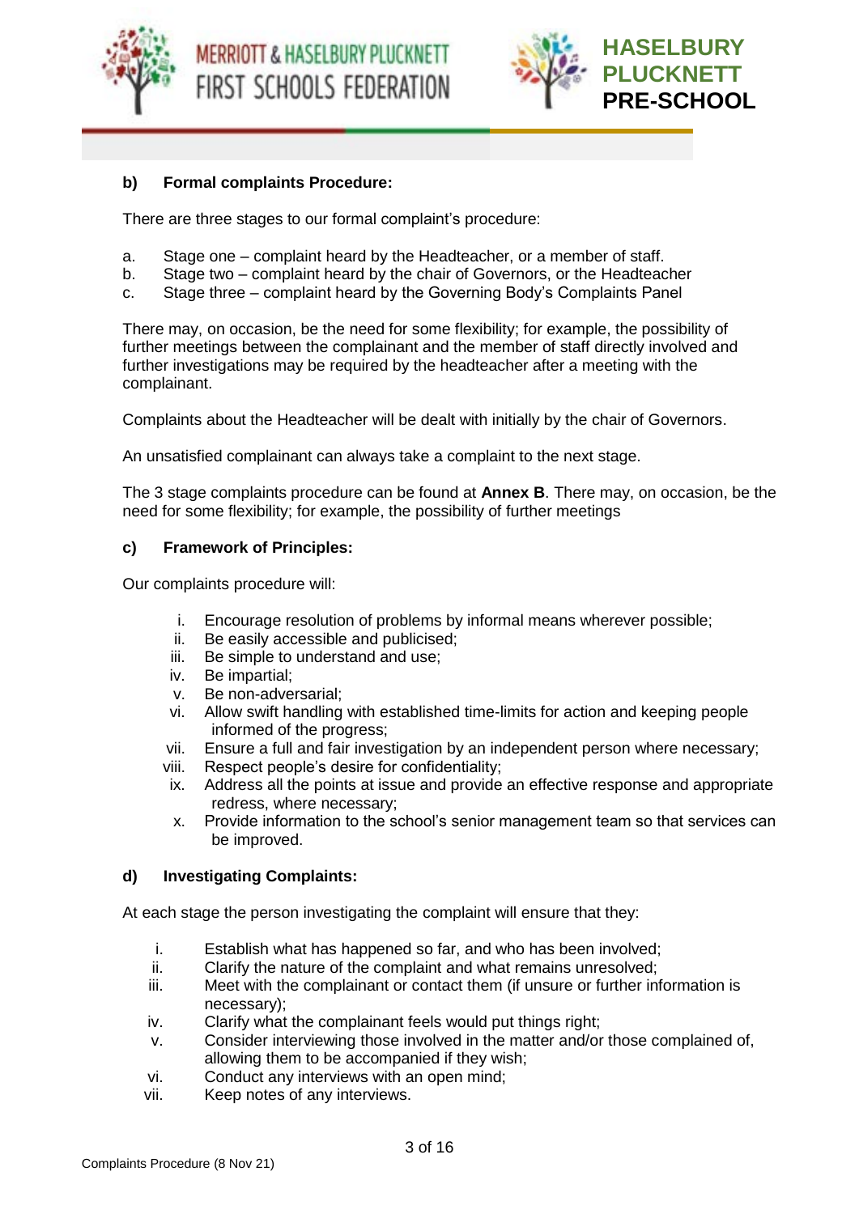### b) Formal complaints Procedure:

There are three stages to our formal complaint's procedure:

a. Stage one – complaint heard by the Headteacher, or a member of staff.
b. Stage two – complaint heard by the chair of Governors, or the Headteacher
c. Stage three – complaint heard by the Governing Body's Complaints Panel

There may, on occasion, be the need for some flexibility; for example, the possibility of further meetings between the complainant and the member of staff directly involved and further investigations may be required by the headteacher after a meeting with the complainant.

Complaints about the Headteacher will be dealt with initially by the chair of Governors.

An unsatisfied complainant can always take a complaint to the next stage.

The 3 stage complaints procedure can be found at **Annex B**. There may, on occasion, be the need for some flexibility; for example, the possibility of further meetings

### c) Framework of Principles:

Our complaints procedure will:

i. Encourage resolution of problems by informal means wherever possible;
ii. Be easily accessible and publicised;
iii. Be simple to understand and use;
iv. Be impartial;
v. Be non-adversarial;
vi. Allow swift handling with established time-limits for action and keeping people informed of the progress;
vii. Ensure a full and fair investigation by an independent person where necessary;
viii. Respect people's desire for confidentiality;
ix. Address all the points at issue and provide an effective response and appropriate redress, where necessary;
x. Provide information to the school's senior management team so that services can be improved.

### d) Investigating Complaints:

At each stage the person investigating the complaint will ensure that they:

i. Establish what has happened so far, and who has been involved;
ii. Clarify the nature of the complaint and what remains unresolved;
iii. Meet with the complainant or contact them (if unsure or further information is necessary);
iv. Clarify what the complainant feels would put things right;
v. Consider interviewing those involved in the matter and/or those complained of, allowing them to be accompanied if they wish;
vi. Conduct any interviews with an open mind;
vii. Keep notes of any interviews.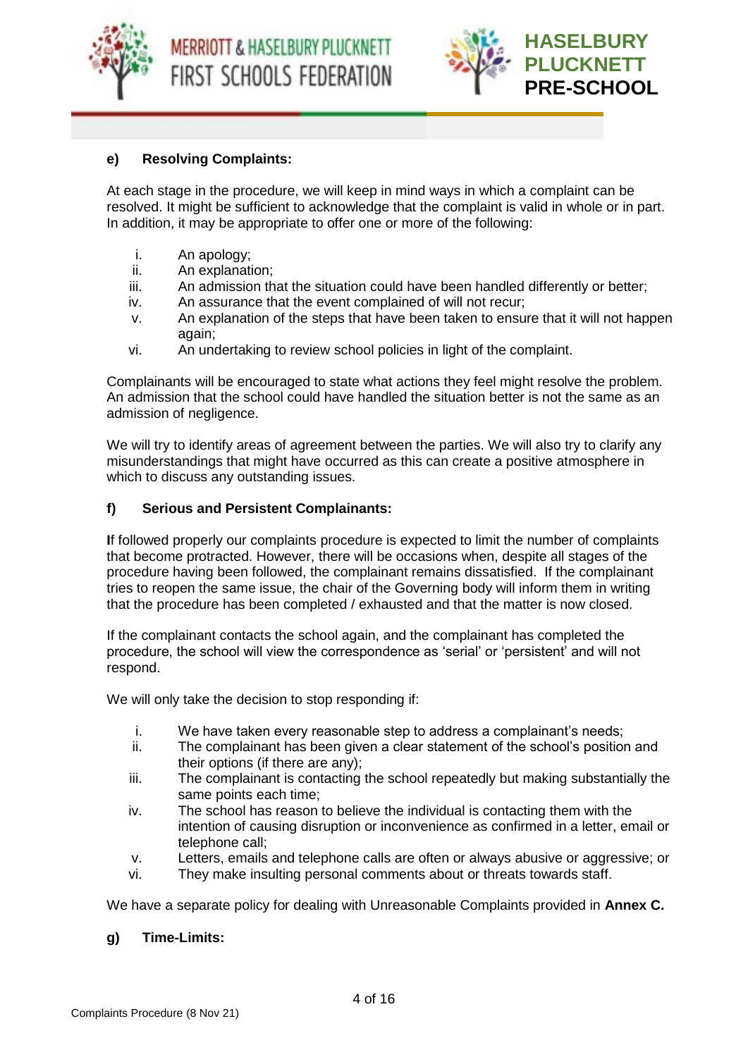**e) Resolving Complaints:**

At each stage in the procedure, we will keep in mind ways in which a complaint can be resolved. It might be sufficient to acknowledge that the complaint is valid in whole or in part. In addition, it may be appropriate to offer one or more of the following:

i. An apology;
ii. An explanation;
iii. An admission that the situation could have been handled differently or better;
iv. An assurance that the event complained of will not recur;
v. An explanation of the steps that have been taken to ensure that it will not happen again;
vi. An undertaking to review school policies in light of the complaint.

Complainants will be encouraged to state what actions they feel might resolve the problem. An admission that the school could have handled the situation better is not the same as an admission of negligence.

We will try to identify areas of agreement between the parties. We will also try to clarify any misunderstandings that might have occurred as this can create a positive atmosphere in which to discuss any outstanding issues.

**f) Serious and Persistent Complainants:**

**I**f followed properly our complaints procedure is expected to limit the number of complaints that become protracted. However, there will be occasions when, despite all stages of the procedure having been followed, the complainant remains dissatisfied. If the complainant tries to reopen the same issue, the chair of the Governing body will inform them in writing that the procedure has been completed / exhausted and that the matter is now closed.

If the complainant contacts the school again, and the complainant has completed the procedure, the school will view the correspondence as 'serial' or 'persistent' and will not respond.

We will only take the decision to stop responding if:

i. We have taken every reasonable step to address a complainant's needs;
ii. The complainant has been given a clear statement of the school's position and their options (if there are any);
iii. The complainant is contacting the school repeatedly but making substantially the same points each time;
iv. The school has reason to believe the individual is contacting them with the intention of causing disruption or inconvenience as confirmed in a letter, email or telephone call;
v. Letters, emails and telephone calls are often or always abusive or aggressive; or
vi. They make insulting personal comments about or threats towards staff.

We have a separate policy for dealing with Unreasonable Complaints provided in **Annex C.**

**g) Time-Limits:**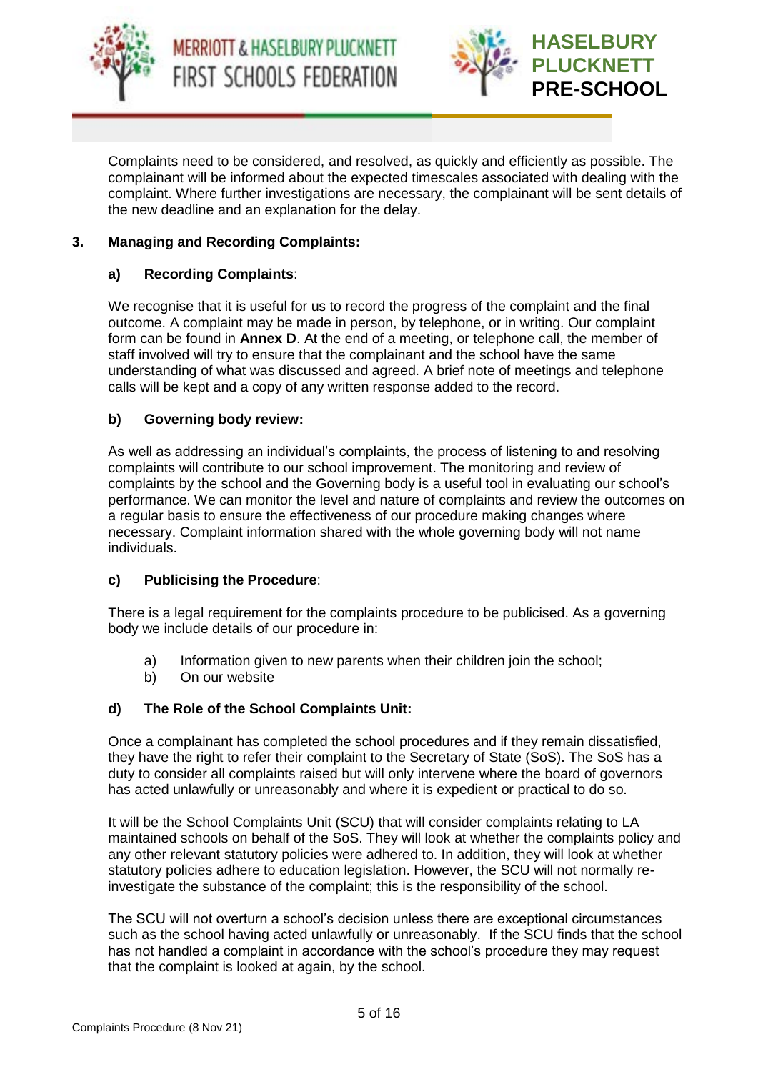Complaints need to be considered, and resolved, as quickly and efficiently as possible. The complainant will be informed about the expected timescales associated with dealing with the complaint. Where further investigations are necessary, the complainant will be sent details of the new deadline and an explanation for the delay.

## 3. Managing and Recording Complaints:

### a) Recording Complaints:

We recognise that it is useful for us to record the progress of the complaint and the final outcome. A complaint may be made in person, by telephone, or in writing. Our complaint form can be found in **Annex D**. At the end of a meeting, or telephone call, the member of staff involved will try to ensure that the complainant and the school have the same understanding of what was discussed and agreed. A brief note of meetings and telephone calls will be kept and a copy of any written response added to the record.

### b) Governing body review:

As well as addressing an individual's complaints, the process of listening to and resolving complaints will contribute to our school improvement. The monitoring and review of complaints by the school and the Governing body is a useful tool in evaluating our school's performance. We can monitor the level and nature of complaints and review the outcomes on a regular basis to ensure the effectiveness of our procedure making changes where necessary. Complaint information shared with the whole governing body will not name individuals.

### c) Publicising the Procedure:

There is a legal requirement for the complaints procedure to be publicised. As a governing body we include details of our procedure in:

a) Information given to new parents when their children join the school;
b) On our website

### d) The Role of the School Complaints Unit:

Once a complainant has completed the school procedures and if they remain dissatisfied, they have the right to refer their complaint to the Secretary of State (SoS). The SoS has a duty to consider all complaints raised but will only intervene where the board of governors has acted unlawfully or unreasonably and where it is expedient or practical to do so.

It will be the School Complaints Unit (SCU) that will consider complaints relating to LA maintained schools on behalf of the SoS. They will look at whether the complaints policy and any other relevant statutory policies were adhered to. In addition, they will look at whether statutory policies adhere to education legislation. However, the SCU will not normally re-investigate the substance of the complaint; this is the responsibility of the school.

The SCU will not overturn a school's decision unless there are exceptional circumstances such as the school having acted unlawfully or unreasonably. If the SCU finds that the school has not handled a complaint in accordance with the school's procedure they may request that the complaint is looked at again, by the school.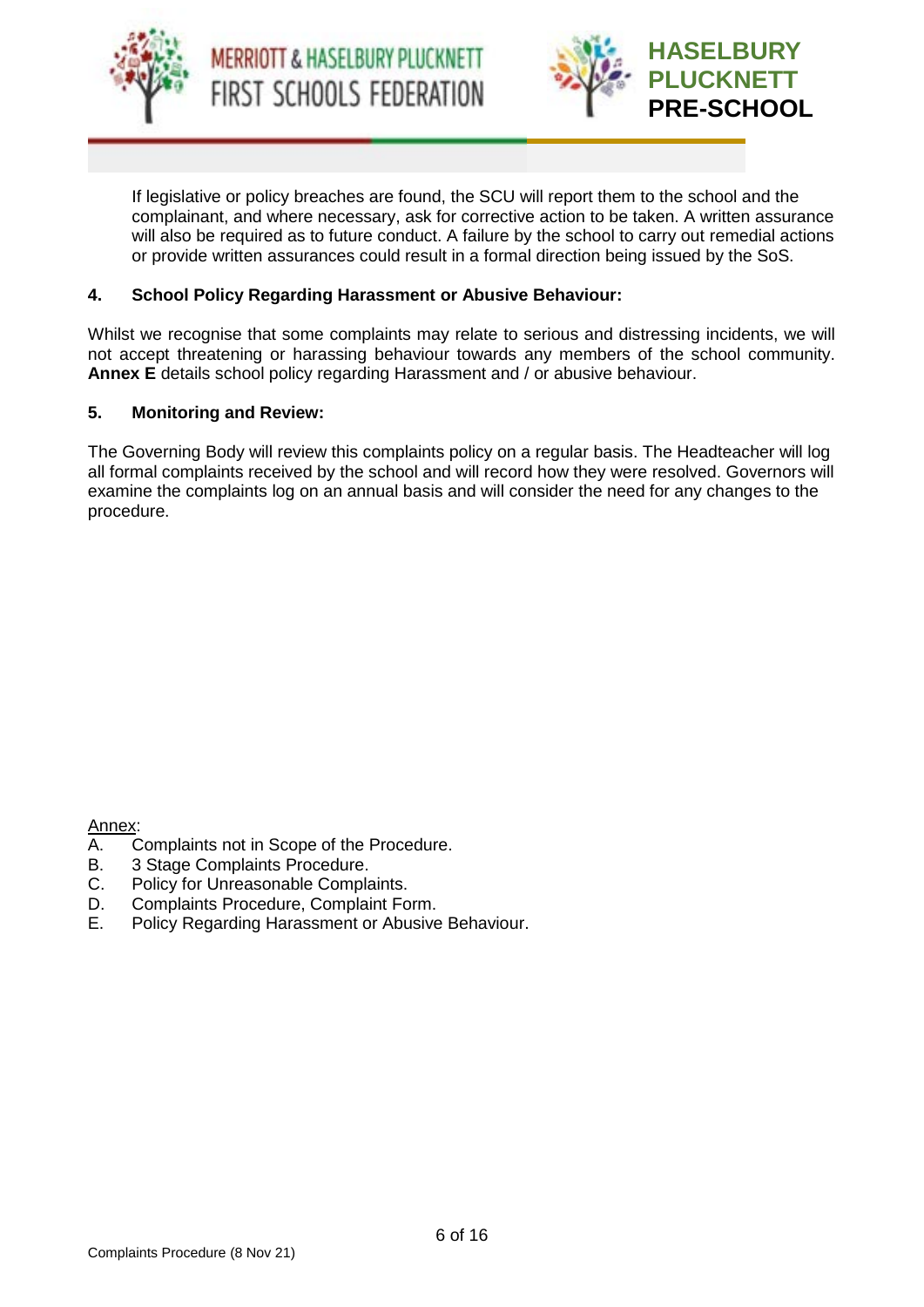If legislative or policy breaches are found, the SCU will report them to the school and the complainant, and where necessary, ask for corrective action to be taken. A written assurance will also be required as to future conduct. A failure by the school to carry out remedial actions or provide written assurances could result in a formal direction being issued by the SoS.

**4. School Policy Regarding Harassment or Abusive Behaviour:**

Whilst we recognise that some complaints may relate to serious and distressing incidents, we will not accept threatening or harassing behaviour towards any members of the school community. **Annex E** details school policy regarding Harassment and / or abusive behaviour.

**5. Monitoring and Review:**

The Governing Body will review this complaints policy on a regular basis. The Headteacher will log all formal complaints received by the school and will record how they were resolved. Governors will examine the complaints log on an annual basis and will consider the need for any changes to the procedure.

Annex:

A. Complaints not in Scope of the Procedure.
B. 3 Stage Complaints Procedure.
C. Policy for Unreasonable Complaints.
D. Complaints Procedure, Complaint Form.
E. Policy Regarding Harassment or Abusive Behaviour.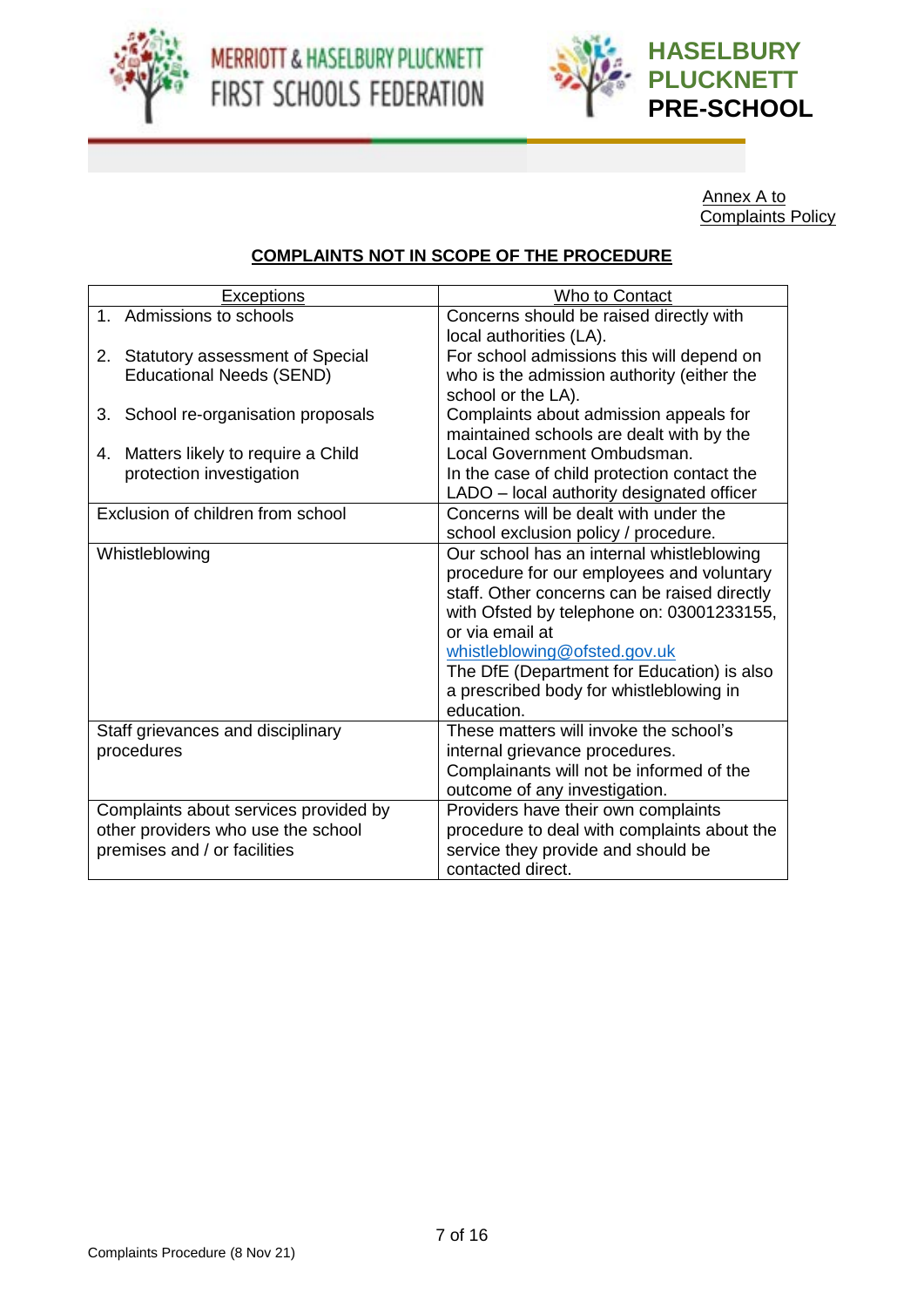Annex A to Complaints Policy

## COMPLAINTS NOT IN SCOPE OF THE PROCEDURE

| Exceptions | Who to Contact |
|---|---|
| 1. Admissions to schools<br><br>2. Statutory assessment of Special Educational Needs (SEND)<br><br>3. School re-organisation proposals<br><br>4. Matters likely to require a Child protection investigation | Concerns should be raised directly with local authorities (LA).<br>For school admissions this will depend on who is the admission authority (either the school or the LA).<br>Complaints about admission appeals for maintained schools are dealt with by the Local Government Ombudsman.<br>In the case of child protection contact the LADO – local authority designated officer |
| Exclusion of children from school | Concerns will be dealt with under the school exclusion policy / procedure. |
| Whistleblowing | Our school has an internal whistleblowing procedure for our employees and voluntary staff. Other concerns can be raised directly with Ofsted by telephone on: 03001233155, or via email at whistleblowing@ofsted.gov.uk<br>The DfE (Department for Education) is also a prescribed body for whistleblowing in education. |
| Staff grievances and disciplinary procedures | These matters will invoke the school's internal grievance procedures. Complainants will not be informed of the outcome of any investigation. |
| Complaints about services provided by other providers who use the school premises and / or facilities | Providers have their own complaints procedure to deal with complaints about the service they provide and should be contacted direct. |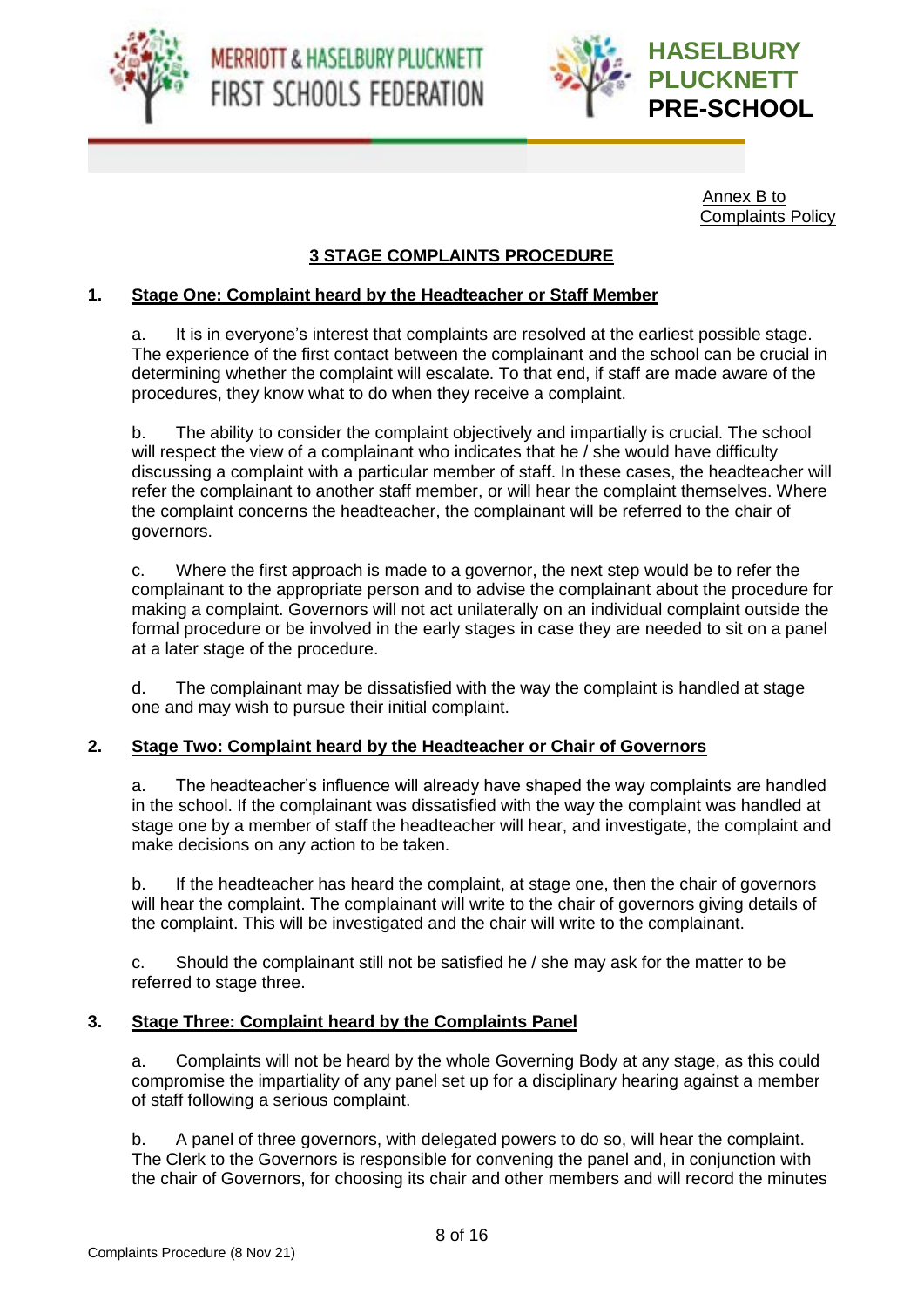Annex B to Complaints Policy

## 3 STAGE COMPLAINTS PROCEDURE

### 1. Stage One: Complaint heard by the Headteacher or Staff Member

a. It is in everyone's interest that complaints are resolved at the earliest possible stage. The experience of the first contact between the complainant and the school can be crucial in determining whether the complaint will escalate. To that end, if staff are made aware of the procedures, they know what to do when they receive a complaint.

b. The ability to consider the complaint objectively and impartially is crucial. The school will respect the view of a complainant who indicates that he / she would have difficulty discussing a complaint with a particular member of staff. In these cases, the headteacher will refer the complainant to another staff member, or will hear the complaint themselves. Where the complaint concerns the headteacher, the complainant will be referred to the chair of governors.

c. Where the first approach is made to a governor, the next step would be to refer the complainant to the appropriate person and to advise the complainant about the procedure for making a complaint. Governors will not act unilaterally on an individual complaint outside the formal procedure or be involved in the early stages in case they are needed to sit on a panel at a later stage of the procedure.

d. The complainant may be dissatisfied with the way the complaint is handled at stage one and may wish to pursue their initial complaint.

### 2. Stage Two: Complaint heard by the Headteacher or Chair of Governors

a. The headteacher's influence will already have shaped the way complaints are handled in the school. If the complainant was dissatisfied with the way the complaint was handled at stage one by a member of staff the headteacher will hear, and investigate, the complaint and make decisions on any action to be taken.

b. If the headteacher has heard the complaint, at stage one, then the chair of governors will hear the complaint. The complainant will write to the chair of governors giving details of the complaint. This will be investigated and the chair will write to the complainant.

c. Should the complainant still not be satisfied he / she may ask for the matter to be referred to stage three.

### 3. Stage Three: Complaint heard by the Complaints Panel

a. Complaints will not be heard by the whole Governing Body at any stage, as this could compromise the impartiality of any panel set up for a disciplinary hearing against a member of staff following a serious complaint.

b. A panel of three governors, with delegated powers to do so, will hear the complaint. The Clerk to the Governors is responsible for convening the panel and, in conjunction with the chair of Governors, for choosing its chair and other members and will record the minutes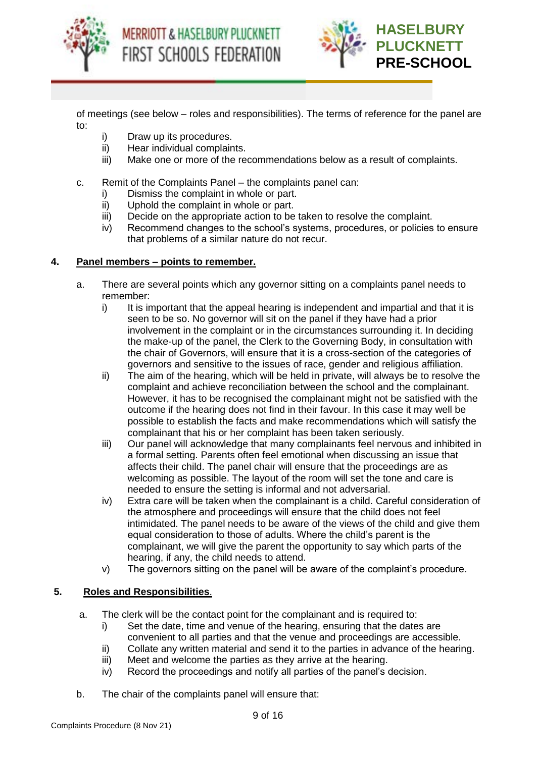of meetings (see below – roles and responsibilities). The terms of reference for the panel are to:

- i) Draw up its procedures.
- ii) Hear individual complaints.
- iii) Make one or more of the recommendations below as a result of complaints.

c. Remit of the Complaints Panel – the complaints panel can:

- i) Dismiss the complaint in whole or part.
- ii) Uphold the complaint in whole or part.
- iii) Decide on the appropriate action to be taken to resolve the complaint.
- iv) Recommend changes to the school's systems, procedures, or policies to ensure that problems of a similar nature do not recur.

## 4. <u>Panel members – points to remember.</u>

a. There are several points which any governor sitting on a complaints panel needs to remember:

- i) It is important that the appeal hearing is independent and impartial and that it is seen to be so. No governor will sit on the panel if they have had a prior involvement in the complaint or in the circumstances surrounding it. In deciding the make-up of the panel, the Clerk to the Governing Body, in consultation with the chair of Governors, will ensure that it is a cross-section of the categories of governors and sensitive to the issues of race, gender and religious affiliation.
- ii) The aim of the hearing, which will be held in private, will always be to resolve the complaint and achieve reconciliation between the school and the complainant. However, it has to be recognised the complainant might not be satisfied with the outcome if the hearing does not find in their favour. In this case it may well be possible to establish the facts and make recommendations which will satisfy the complainant that his or her complaint has been taken seriously.
- iii) Our panel will acknowledge that many complainants feel nervous and inhibited in a formal setting. Parents often feel emotional when discussing an issue that affects their child. The panel chair will ensure that the proceedings are as welcoming as possible. The layout of the room will set the tone and care is needed to ensure the setting is informal and not adversarial.
- iv) Extra care will be taken when the complainant is a child. Careful consideration of the atmosphere and proceedings will ensure that the child does not feel intimidated. The panel needs to be aware of the views of the child and give them equal consideration to those of adults. Where the child's parent is the complainant, we will give the parent the opportunity to say which parts of the hearing, if any, the child needs to attend.
- v) The governors sitting on the panel will be aware of the complaint's procedure.

## 5. <u>Roles and Responsibilities</u>.

a. The clerk will be the contact point for the complainant and is required to:

- i) Set the date, time and venue of the hearing, ensuring that the dates are convenient to all parties and that the venue and proceedings are accessible.
- ii) Collate any written material and send it to the parties in advance of the hearing.
- iii) Meet and welcome the parties as they arrive at the hearing.
- iv) Record the proceedings and notify all parties of the panel's decision.

b. The chair of the complaints panel will ensure that: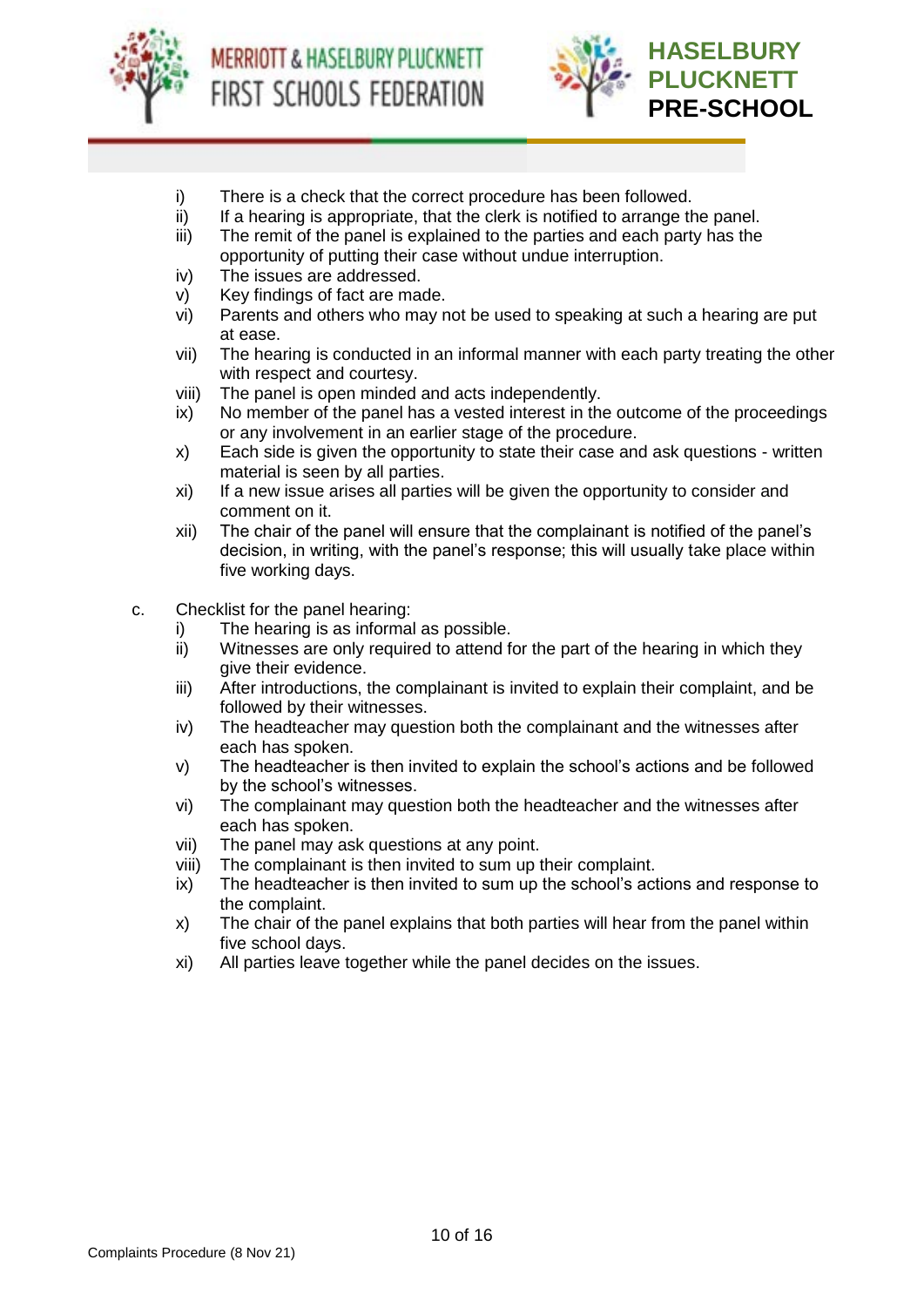i) There is a check that the correct procedure has been followed.
ii) If a hearing is appropriate, that the clerk is notified to arrange the panel.
iii) The remit of the panel is explained to the parties and each party has the opportunity of putting their case without undue interruption.
iv) The issues are addressed.
v) Key findings of fact are made.
vi) Parents and others who may not be used to speaking at such a hearing are put at ease.
vii) The hearing is conducted in an informal manner with each party treating the other with respect and courtesy.
viii) The panel is open minded and acts independently.
ix) No member of the panel has a vested interest in the outcome of the proceedings or any involvement in an earlier stage of the procedure.
x) Each side is given the opportunity to state their case and ask questions - written material is seen by all parties.
xi) If a new issue arises all parties will be given the opportunity to consider and comment on it.
xii) The chair of the panel will ensure that the complainant is notified of the panel's decision, in writing, with the panel's response; this will usually take place within five working days.

c. Checklist for the panel hearing:
i) The hearing is as informal as possible.
ii) Witnesses are only required to attend for the part of the hearing in which they give their evidence.
iii) After introductions, the complainant is invited to explain their complaint, and be followed by their witnesses.
iv) The headteacher may question both the complainant and the witnesses after each has spoken.
v) The headteacher is then invited to explain the school's actions and be followed by the school's witnesses.
vi) The complainant may question both the headteacher and the witnesses after each has spoken.
vii) The panel may ask questions at any point.
viii) The complainant is then invited to sum up their complaint.
ix) The headteacher is then invited to sum up the school's actions and response to the complaint.
x) The chair of the panel explains that both parties will hear from the panel within five school days.
xi) All parties leave together while the panel decides on the issues.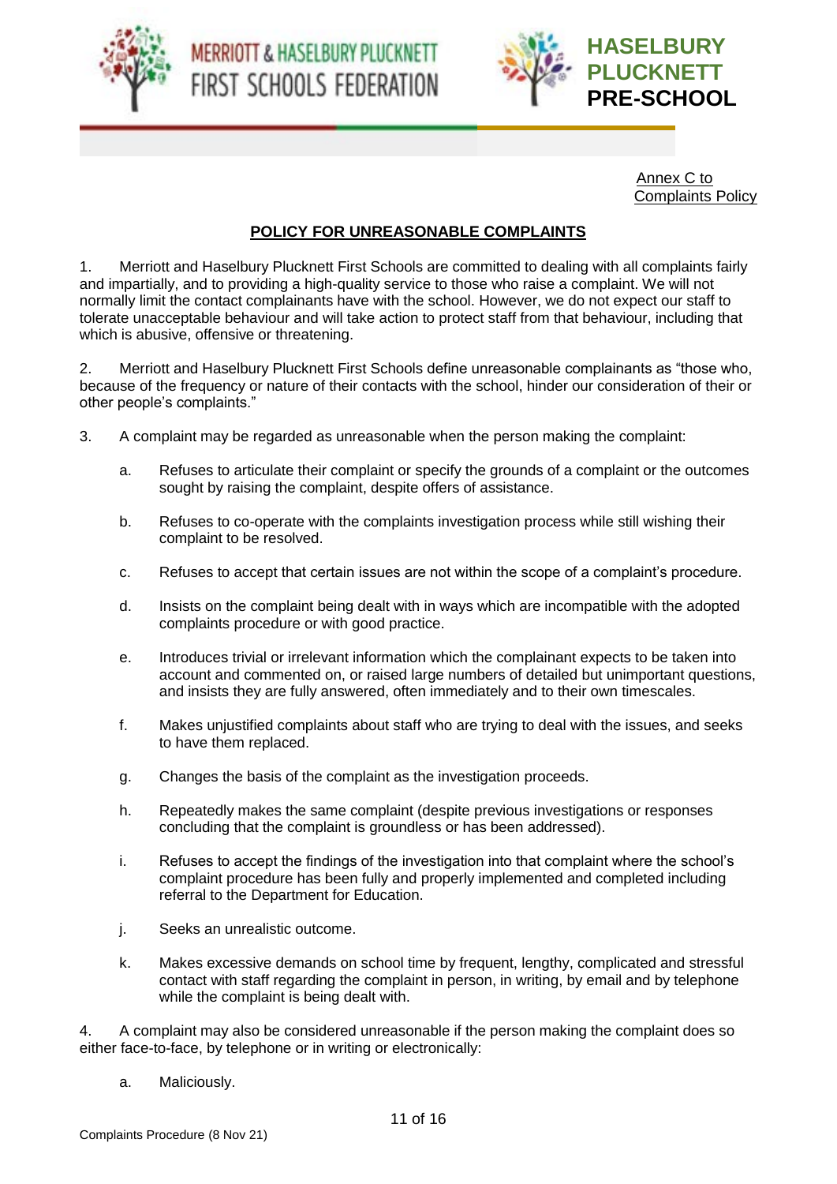Annex C to Complaints Policy

## POLICY FOR UNREASONABLE COMPLAINTS

1. Merriott and Haselbury Plucknett First Schools are committed to dealing with all complaints fairly and impartially, and to providing a high-quality service to those who raise a complaint. We will not normally limit the contact complainants have with the school. However, we do not expect our staff to tolerate unacceptable behaviour and will take action to protect staff from that behaviour, including that which is abusive, offensive or threatening.

2. Merriott and Haselbury Plucknett First Schools define unreasonable complainants as "those who, because of the frequency or nature of their contacts with the school, hinder our consideration of their or other people's complaints."

3. A complaint may be regarded as unreasonable when the person making the complaint:

   a. Refuses to articulate their complaint or specify the grounds of a complaint or the outcomes sought by raising the complaint, despite offers of assistance.

   b. Refuses to co-operate with the complaints investigation process while still wishing their complaint to be resolved.

   c. Refuses to accept that certain issues are not within the scope of a complaint's procedure.

   d. Insists on the complaint being dealt with in ways which are incompatible with the adopted complaints procedure or with good practice.

   e. Introduces trivial or irrelevant information which the complainant expects to be taken into account and commented on, or raised large numbers of detailed but unimportant questions, and insists they are fully answered, often immediately and to their own timescales.

   f. Makes unjustified complaints about staff who are trying to deal with the issues, and seeks to have them replaced.

   g. Changes the basis of the complaint as the investigation proceeds.

   h. Repeatedly makes the same complaint (despite previous investigations or responses concluding that the complaint is groundless or has been addressed).

   i. Refuses to accept the findings of the investigation into that complaint where the school's complaint procedure has been fully and properly implemented and completed including referral to the Department for Education.

   j. Seeks an unrealistic outcome.

   k. Makes excessive demands on school time by frequent, lengthy, complicated and stressful contact with staff regarding the complaint in person, in writing, by email and by telephone while the complaint is being dealt with.

4. A complaint may also be considered unreasonable if the person making the complaint does so either face-to-face, by telephone or in writing or electronically:

   a. Maliciously.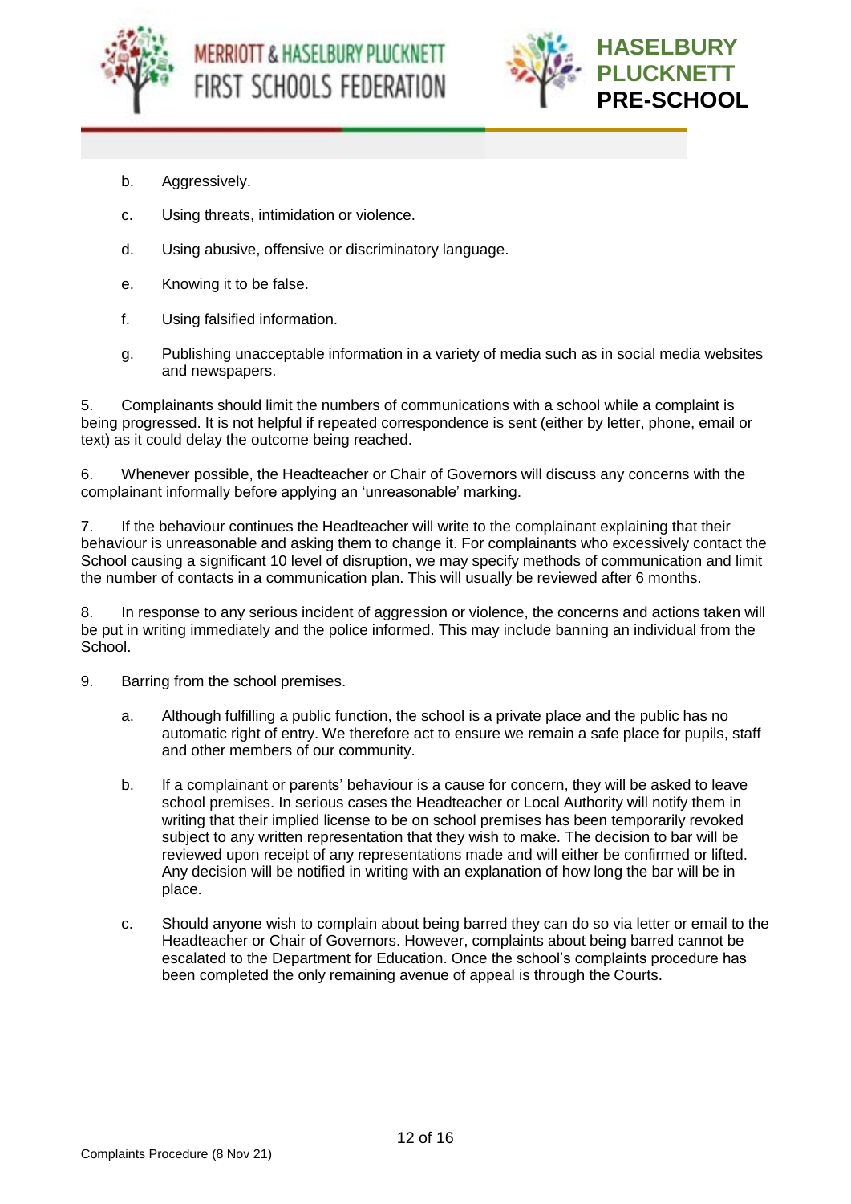b. Aggressively.

c. Using threats, intimidation or violence.

d. Using abusive, offensive or discriminatory language.

e. Knowing it to be false.

f. Using falsified information.

g. Publishing unacceptable information in a variety of media such as in social media websites and newspapers.

5. Complainants should limit the numbers of communications with a school while a complaint is being progressed. It is not helpful if repeated correspondence is sent (either by letter, phone, email or text) as it could delay the outcome being reached.

6. Whenever possible, the Headteacher or Chair of Governors will discuss any concerns with the complainant informally before applying an 'unreasonable' marking.

7. If the behaviour continues the Headteacher will write to the complainant explaining that their behaviour is unreasonable and asking them to change it. For complainants who excessively contact the School causing a significant 10 level of disruption, we may specify methods of communication and limit the number of contacts in a communication plan. This will usually be reviewed after 6 months.

8. In response to any serious incident of aggression or violence, the concerns and actions taken will be put in writing immediately and the police informed. This may include banning an individual from the School.

9. Barring from the school premises.

   a. Although fulfilling a public function, the school is a private place and the public has no automatic right of entry. We therefore act to ensure we remain a safe place for pupils, staff and other members of our community.

   b. If a complainant or parents' behaviour is a cause for concern, they will be asked to leave school premises. In serious cases the Headteacher or Local Authority will notify them in writing that their implied license to be on school premises has been temporarily revoked subject to any written representation that they wish to make. The decision to bar will be reviewed upon receipt of any representations made and will either be confirmed or lifted. Any decision will be notified in writing with an explanation of how long the bar will be in place.

   c. Should anyone wish to complain about being barred they can do so via letter or email to the Headteacher or Chair of Governors. However, complaints about being barred cannot be escalated to the Department for Education. Once the school's complaints procedure has been completed the only remaining avenue of appeal is through the Courts.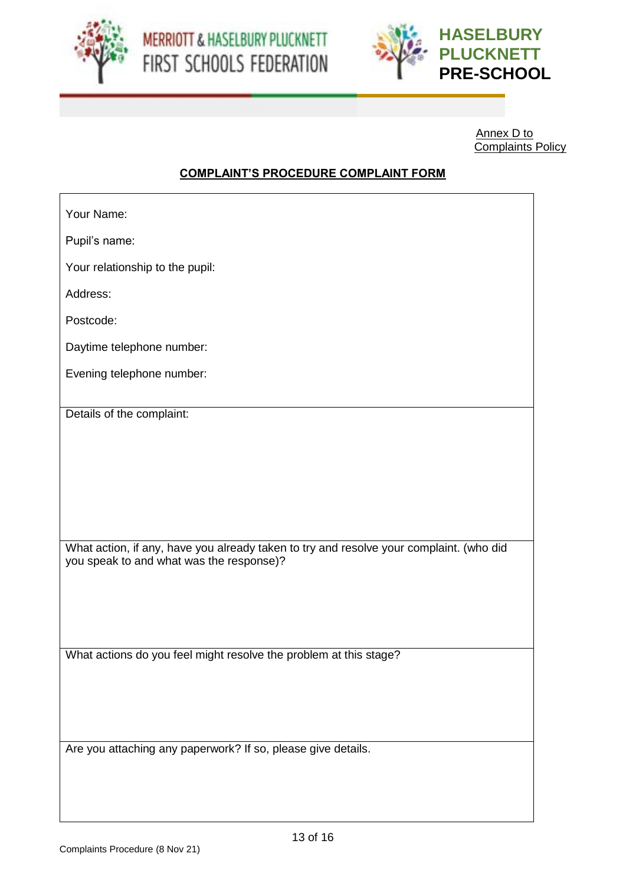MERRIOTT & HASELBURY PLUCKNETT FIRST SCHOOLS FEDERATION

HASELBURY PLUCKNETT PRE-SCHOOL

Annex D to Complaints Policy

## COMPLAINT'S PROCEDURE COMPLAINT FORM

| |
|---|
| Your Name:<br><br>Pupil's name:<br><br>Your relationship to the pupil:<br><br>Address:<br><br>Postcode:<br><br>Daytime telephone number:<br><br>Evening telephone number: |
| Details of the complaint: |
| What action, if any, have you already taken to try and resolve your complaint. (who did you speak to and what was the response)? |
| What actions do you feel might resolve the problem at this stage? |
| Are you attaching any paperwork? If so, please give details. |

Complaints Procedure (8 Nov 21)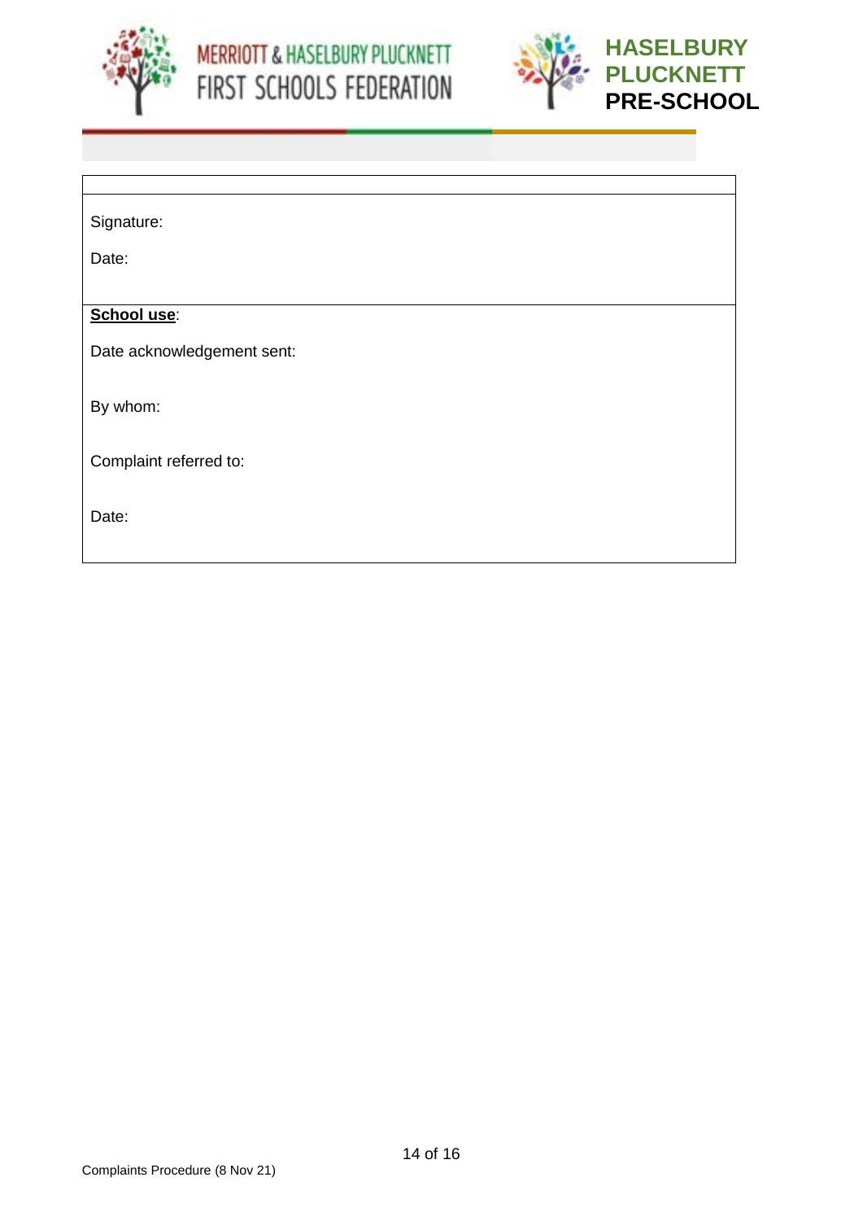| |
|---|
| Signature:<br><br>Date: |
| **School use**:<br><br>Date acknowledgement sent:<br><br>By whom:<br><br>Complaint referred to:<br><br>Date: |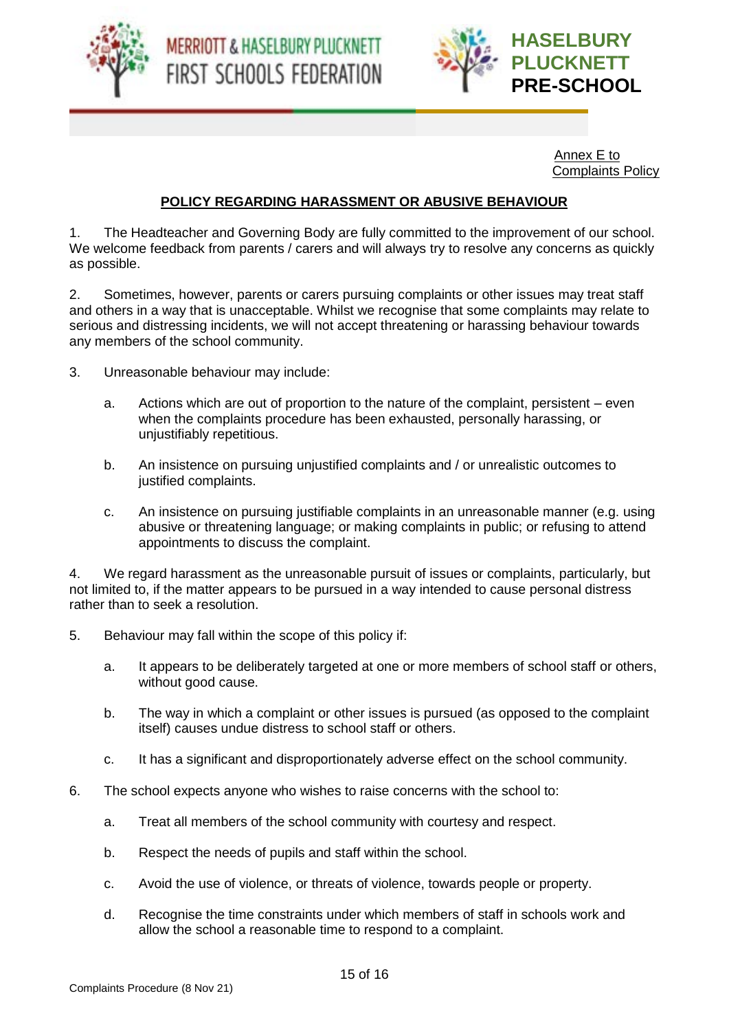Annex E to Complaints Policy

## POLICY REGARDING HARASSMENT OR ABUSIVE BEHAVIOUR

1. The Headteacher and Governing Body are fully committed to the improvement of our school. We welcome feedback from parents / carers and will always try to resolve any concerns as quickly as possible.

2. Sometimes, however, parents or carers pursuing complaints or other issues may treat staff and others in a way that is unacceptable. Whilst we recognise that some complaints may relate to serious and distressing incidents, we will not accept threatening or harassing behaviour towards any members of the school community.

3. Unreasonable behaviour may include:

   a. Actions which are out of proportion to the nature of the complaint, persistent – even when the complaints procedure has been exhausted, personally harassing, or unjustifiably repetitious.

   b. An insistence on pursuing unjustified complaints and / or unrealistic outcomes to justified complaints.

   c. An insistence on pursuing justifiable complaints in an unreasonable manner (e.g. using abusive or threatening language; or making complaints in public; or refusing to attend appointments to discuss the complaint.

4. We regard harassment as the unreasonable pursuit of issues or complaints, particularly, but not limited to, if the matter appears to be pursued in a way intended to cause personal distress rather than to seek a resolution.

5. Behaviour may fall within the scope of this policy if:

   a. It appears to be deliberately targeted at one or more members of school staff or others, without good cause.

   b. The way in which a complaint or other issues is pursued (as opposed to the complaint itself) causes undue distress to school staff or others.

   c. It has a significant and disproportionately adverse effect on the school community.

6. The school expects anyone who wishes to raise concerns with the school to:

   a. Treat all members of the school community with courtesy and respect.

   b. Respect the needs of pupils and staff within the school.

   c. Avoid the use of violence, or threats of violence, towards people or property.

   d. Recognise the time constraints under which members of staff in schools work and allow the school a reasonable time to respond to a complaint.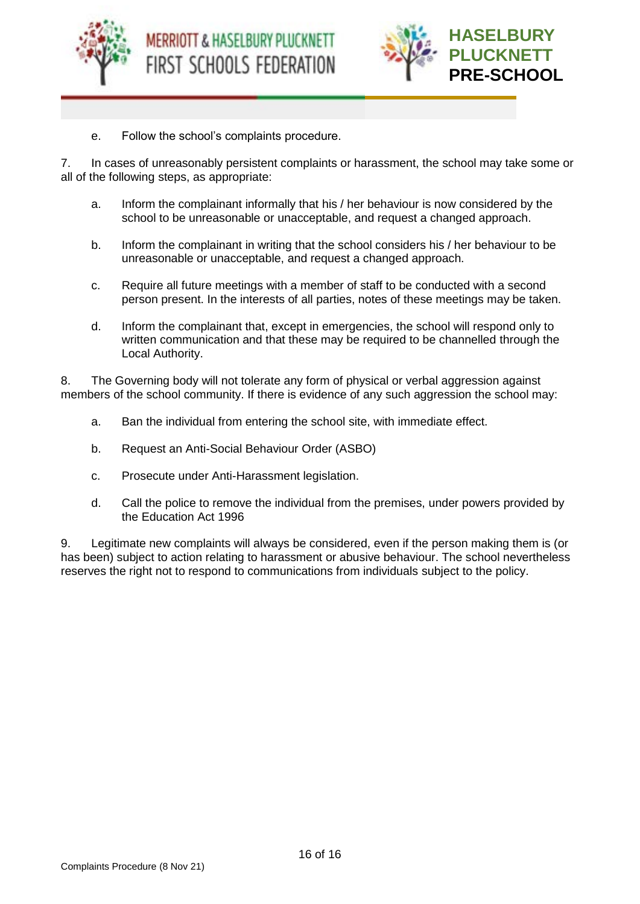e. Follow the school's complaints procedure.

7. In cases of unreasonably persistent complaints or harassment, the school may take some or all of the following steps, as appropriate:

a. Inform the complainant informally that his / her behaviour is now considered by the school to be unreasonable or unacceptable, and request a changed approach.

b. Inform the complainant in writing that the school considers his / her behaviour to be unreasonable or unacceptable, and request a changed approach.

c. Require all future meetings with a member of staff to be conducted with a second person present. In the interests of all parties, notes of these meetings may be taken.

d. Inform the complainant that, except in emergencies, the school will respond only to written communication and that these may be required to be channelled through the Local Authority.

8. The Governing body will not tolerate any form of physical or verbal aggression against members of the school community. If there is evidence of any such aggression the school may:

a. Ban the individual from entering the school site, with immediate effect.

b. Request an Anti-Social Behaviour Order (ASBO)

c. Prosecute under Anti-Harassment legislation.

d. Call the police to remove the individual from the premises, under powers provided by the Education Act 1996

9. Legitimate new complaints will always be considered, even if the person making them is (or has been) subject to action relating to harassment or abusive behaviour. The school nevertheless reserves the right not to respond to communications from individuals subject to the policy.